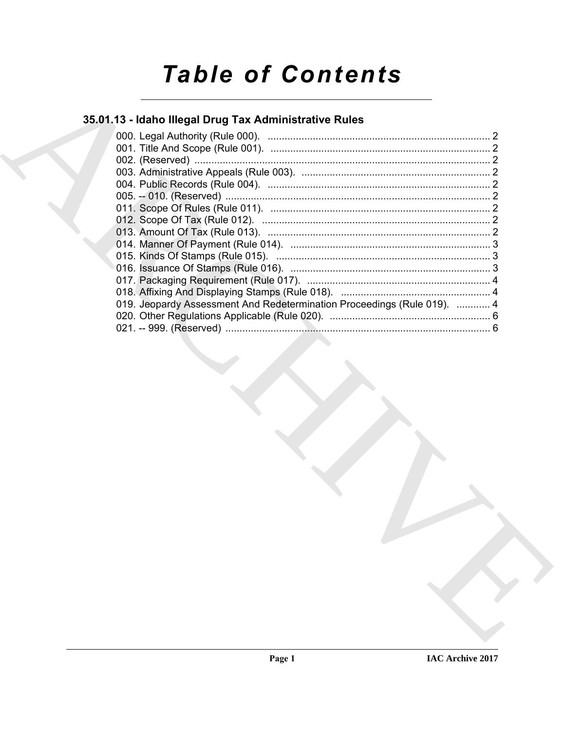# Table of Contents

## 35.01.13 - Idaho Illegal Drug Tax Administrative Rules

000. Legal Authority (Rule 000). ........ 2
001. Title And Scope (Rule 001). ........ 2
002. (Reserved) ........ 2
003. Administrative Appeals (Rule 003). ........ 2
004. Public Records (Rule 004). ........ 2
005. -- 010. (Reserved) ........ 2
011. Scope Of Rules (Rule 011). ........ 2
012. Scope Of Tax (Rule 012). ........ 2
013. Amount Of Tax (Rule 013). ........ 2
014. Manner Of Payment (Rule 014). ........ 3
015. Kinds Of Stamps (Rule 015). ........ 3
016. Issuance Of Stamps (Rule 016). ........ 3
017. Packaging Requirement (Rule 017). ........ 4
018. Affixing And Displaying Stamps (Rule 018). ........ 4
019. Jeopardy Assessment And Redetermination Proceedings (Rule 019). ........ 4
020. Other Regulations Applicable (Rule 020). ........ 6
021. -- 999. (Reserved) ........ 6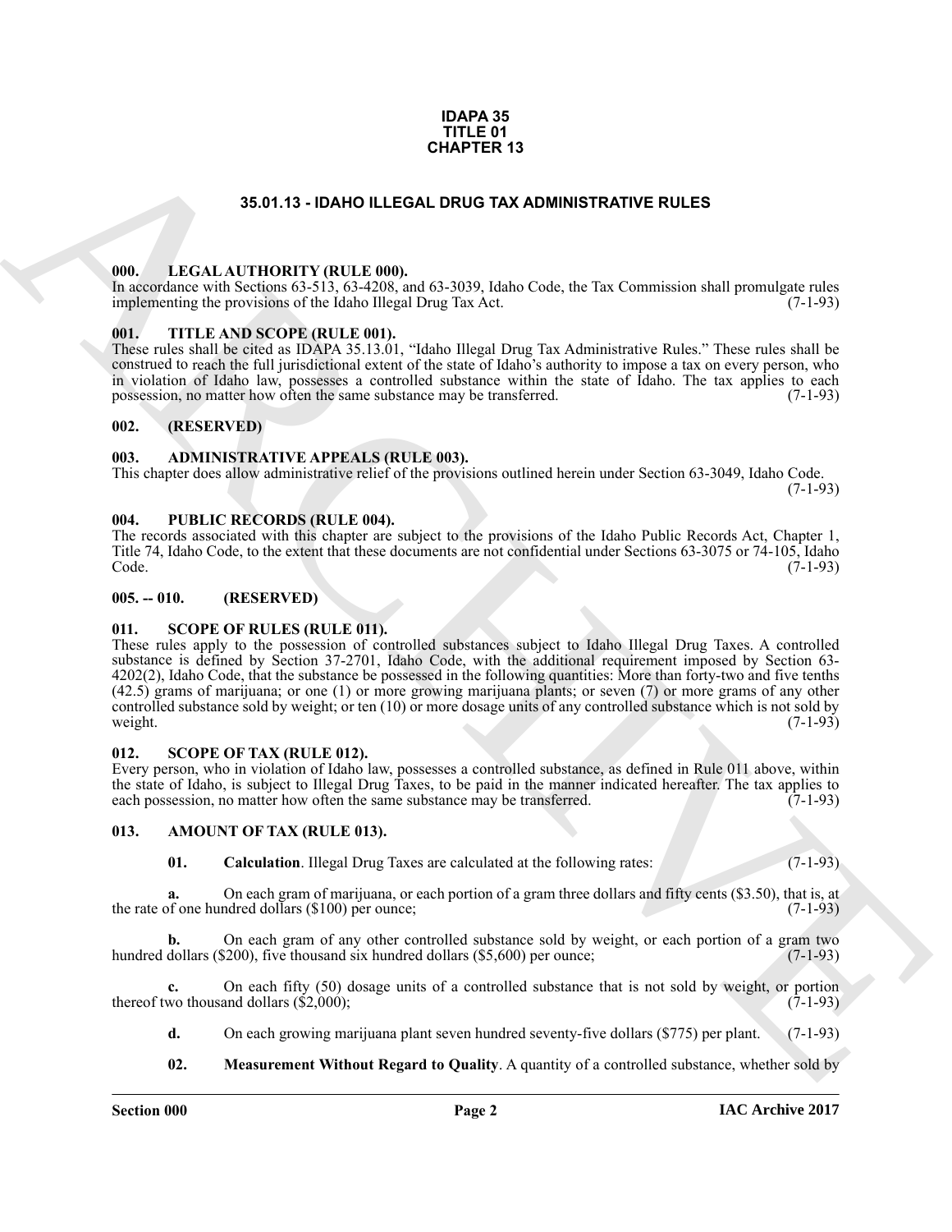**IDAPA 35**
**TITLE 01**
**CHAPTER 13**

## 35.01.13 - IDAHO ILLEGAL DRUG TAX ADMINISTRATIVE RULES

### 000. LEGAL AUTHORITY (RULE 000).

In accordance with Sections 63-513, 63-4208, and 63-3039, Idaho Code, the Tax Commission shall promulgate rules implementing the provisions of the Idaho Illegal Drug Tax Act. (7-1-93)

### 001. TITLE AND SCOPE (RULE 001).

These rules shall be cited as IDAPA 35.13.01, "Idaho Illegal Drug Tax Administrative Rules." These rules shall be construed to reach the full jurisdictional extent of the state of Idaho's authority to impose a tax on every person, who in violation of Idaho law, possesses a controlled substance within the state of Idaho. The tax applies to each possession, no matter how often the same substance may be transferred. (7-1-93)

### 002. (RESERVED)

### 003. ADMINISTRATIVE APPEALS (RULE 003).

This chapter does allow administrative relief of the provisions outlined herein under Section 63-3049, Idaho Code. (7-1-93)

### 004. PUBLIC RECORDS (RULE 004).

The records associated with this chapter are subject to the provisions of the Idaho Public Records Act, Chapter 1, Title 74, Idaho Code, to the extent that these documents are not confidential under Sections 63-3075 or 74-105, Idaho Code. (7-1-93)

### 005. -- 010. (RESERVED)

### 011. SCOPE OF RULES (RULE 011).

These rules apply to the possession of controlled substances subject to Idaho Illegal Drug Taxes. A controlled substance is defined by Section 37-2701, Idaho Code, with the additional requirement imposed by Section 63-4202(2), Idaho Code, that the substance be possessed in the following quantities: More than forty-two and five tenths (42.5) grams of marijuana; or one (1) or more growing marijuana plants; or seven (7) or more grams of any other controlled substance sold by weight; or ten (10) or more dosage units of any controlled substance which is not sold by weight. (7-1-93)

### 012. SCOPE OF TAX (RULE 012).

Every person, who in violation of Idaho law, possesses a controlled substance, as defined in Rule 011 above, within the state of Idaho, is subject to Illegal Drug Taxes, to be paid in the manner indicated hereafter. The tax applies to each possession, no matter how often the same substance may be transferred. (7-1-93)

### 013. AMOUNT OF TAX (RULE 013).

**01. Calculation**. Illegal Drug Taxes are calculated at the following rates: (7-1-93)

**a.** On each gram of marijuana, or each portion of a gram three dollars and fifty cents ($3.50), that is, at the rate of one hundred dollars ($100) per ounce; (7-1-93)

**b.** On each gram of any other controlled substance sold by weight, or each portion of a gram two hundred dollars ($200), five thousand six hundred dollars ($5,600) per ounce; (7-1-93)

**c.** On each fifty (50) dosage units of a controlled substance that is not sold by weight, or portion thereof two thousand dollars ($2,000); (7-1-93)

**d.** On each growing marijuana plant seven hundred seventy-five dollars ($775) per plant. (7-1-93)

**02. Measurement Without Regard to Quality**. A quantity of a controlled substance, whether sold by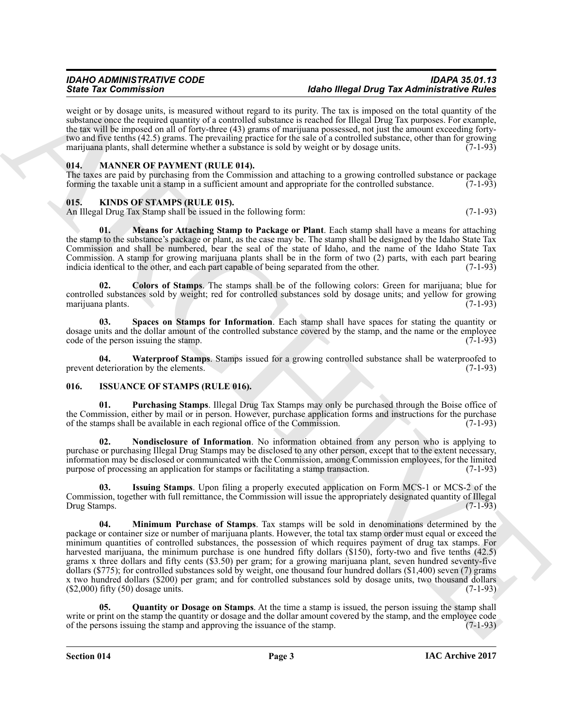weight or by dosage units, is measured without regard to its purity. The tax is imposed on the total quantity of the substance once the required quantity of a controlled substance is reached for Illegal Drug Tax purposes. For example, the tax will be imposed on all of forty-three (43) grams of marijuana possessed, not just the amount exceeding forty-two and five tenths (42.5) grams. The prevailing practice for the sale of a controlled substance, other than for growing marijuana plants, shall determine whether a substance is sold by weight or by dosage units. (7-1-93)

## 014. MANNER OF PAYMENT (RULE 014).

The taxes are paid by purchasing from the Commission and attaching to a growing controlled substance or package forming the taxable unit a stamp in a sufficient amount and appropriate for the controlled substance. (7-1-93)

## 015. KINDS OF STAMPS (RULE 015).

An Illegal Drug Tax Stamp shall be issued in the following form: (7-1-93)

**01. Means for Attaching Stamp to Package or Plant**. Each stamp shall have a means for attaching the stamp to the substance's package or plant, as the case may be. The stamp shall be designed by the Idaho State Tax Commission and shall be numbered, bear the seal of the state of Idaho, and the name of the Idaho State Tax Commission. A stamp for growing marijuana plants shall be in the form of two (2) parts, with each part bearing indicia identical to the other, and each part capable of being separated from the other. (7-1-93)

**02. Colors of Stamps**. The stamps shall be of the following colors: Green for marijuana; blue for controlled substances sold by weight; red for controlled substances sold by dosage units; and yellow for growing marijuana plants. (7-1-93)

**03. Spaces on Stamps for Information**. Each stamp shall have spaces for stating the quantity or dosage units and the dollar amount of the controlled substance covered by the stamp, and the name or the employee code of the person issuing the stamp. (7-1-93)

**04. Waterproof Stamps**. Stamps issued for a growing controlled substance shall be waterproofed to prevent deterioration by the elements. (7-1-93)

## 016. ISSUANCE OF STAMPS (RULE 016).

**01. Purchasing Stamps**. Illegal Drug Tax Stamps may only be purchased through the Boise office of the Commission, either by mail or in person. However, purchase application forms and instructions for the purchase of the stamps shall be available in each regional office of the Commission. (7-1-93)

**02. Nondisclosure of Information**. No information obtained from any person who is applying to purchase or purchasing Illegal Drug Stamps may be disclosed to any other person, except that to the extent necessary, information may be disclosed or communicated with the Commission, among Commission employees, for the limited purpose of processing an application for stamps or facilitating a stamp transaction. (7-1-93)

**03. Issuing Stamps**. Upon filing a properly executed application on Form MCS-1 or MCS-2 of the Commission, together with full remittance, the Commission will issue the appropriately designated quantity of Illegal Drug Stamps. (7-1-93)

**04. Minimum Purchase of Stamps**. Tax stamps will be sold in denominations determined by the package or container size or number of marijuana plants. However, the total tax stamp order must equal or exceed the minimum quantities of controlled substances, the possession of which requires payment of drug tax stamps. For harvested marijuana, the minimum purchase is one hundred fifty dollars ($150), forty-two and five tenths (42.5) grams x three dollars and fifty cents ($3.50) per gram; for a growing marijuana plant, seven hundred seventy-five dollars ($775); for controlled substances sold by weight, one thousand four hundred dollars ($1,400) seven (7) grams x two hundred dollars ($200) per gram; and for controlled substances sold by dosage units, two thousand dollars ($2,000) fifty (50) dosage units. (7-1-93)

**05. Quantity or Dosage on Stamps**. At the time a stamp is issued, the person issuing the stamp shall write or print on the stamp the quantity or dosage and the dollar amount covered by the stamp, and the employee code of the persons issuing the stamp and approving the issuance of the stamp. (7-1-93)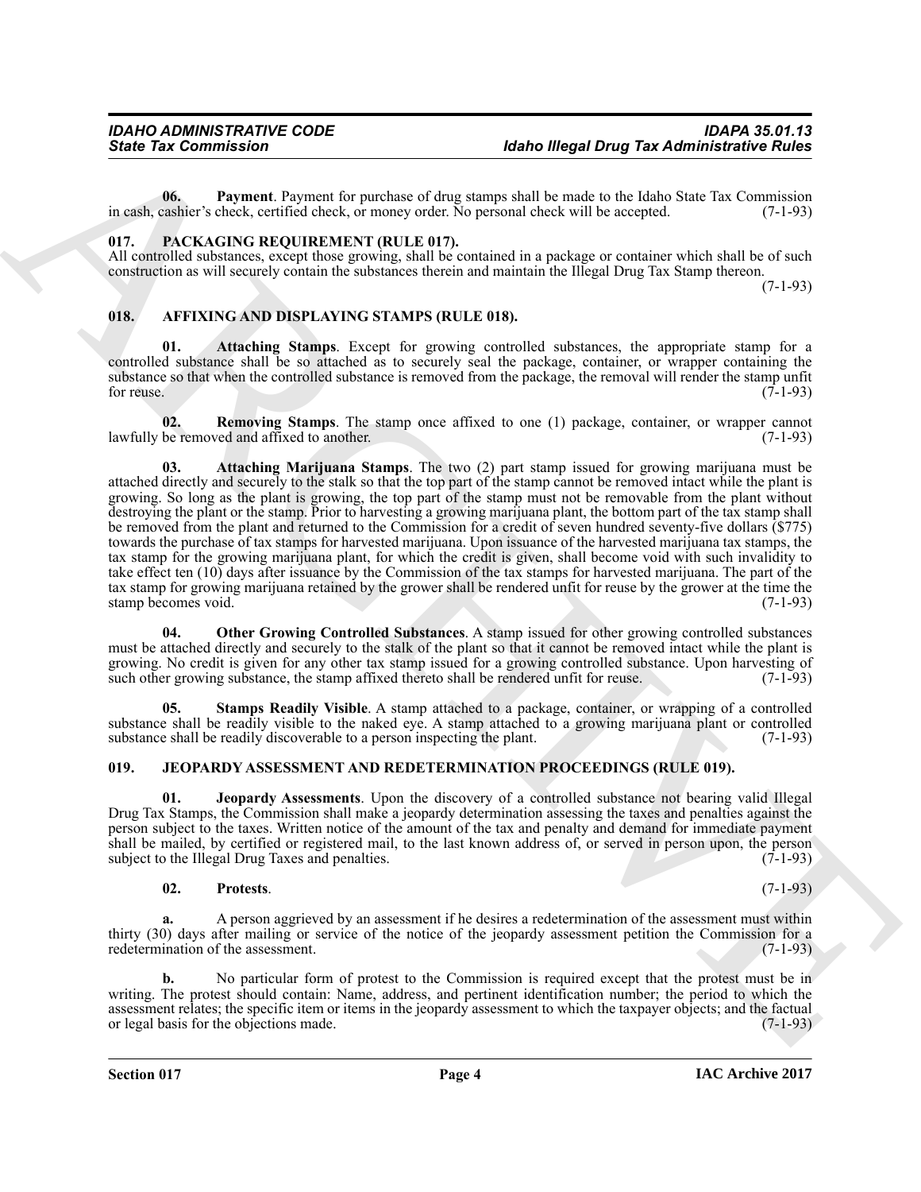**06. Payment**. Payment for purchase of drug stamps shall be made to the Idaho State Tax Commission in cash, cashier's check, certified check, or money order. No personal check will be accepted. (7-1-93)

## 017. PACKAGING REQUIREMENT (RULE 017).

All controlled substances, except those growing, shall be contained in a package or container which shall be of such construction as will securely contain the substances therein and maintain the Illegal Drug Tax Stamp thereon. (7-1-93)

## 018. AFFIXING AND DISPLAYING STAMPS (RULE 018).

**01. Attaching Stamps**. Except for growing controlled substances, the appropriate stamp for a controlled substance shall be so attached as to securely seal the package, container, or wrapper containing the substance so that when the controlled substance is removed from the package, the removal will render the stamp unfit for reuse. (7-1-93)

**02. Removing Stamps**. The stamp once affixed to one (1) package, container, or wrapper cannot lawfully be removed and affixed to another. (7-1-93)

**03. Attaching Marijuana Stamps**. The two (2) part stamp issued for growing marijuana must be attached directly and securely to the stalk so that the top part of the stamp cannot be removed intact while the plant is growing. So long as the plant is growing, the top part of the stamp must not be removable from the plant without destroying the plant or the stamp. Prior to harvesting a growing marijuana plant, the bottom part of the tax stamp shall be removed from the plant and returned to the Commission for a credit of seven hundred seventy-five dollars ($775) towards the purchase of tax stamps for harvested marijuana. Upon issuance of the harvested marijuana tax stamps, the tax stamp for the growing marijuana plant, for which the credit is given, shall become void with such invalidity to take effect ten (10) days after issuance by the Commission of the tax stamps for harvested marijuana. The part of the tax stamp for growing marijuana retained by the grower shall be rendered unfit for reuse by the grower at the time the stamp becomes void. (7-1-93)

**04. Other Growing Controlled Substances**. A stamp issued for other growing controlled substances must be attached directly and securely to the stalk of the plant so that it cannot be removed intact while the plant is growing. No credit is given for any other tax stamp issued for a growing controlled substance. Upon harvesting of such other growing substance, the stamp affixed thereto shall be rendered unfit for reuse. (7-1-93)

**05. Stamps Readily Visible**. A stamp attached to a package, container, or wrapping of a controlled substance shall be readily visible to the naked eye. A stamp attached to a growing marijuana plant or controlled substance shall be readily discoverable to a person inspecting the plant. (7-1-93)

## 019. JEOPARDY ASSESSMENT AND REDETERMINATION PROCEEDINGS (RULE 019).

**01. Jeopardy Assessments**. Upon the discovery of a controlled substance not bearing valid Illegal Drug Tax Stamps, the Commission shall make a jeopardy determination assessing the taxes and penalties against the person subject to the taxes. Written notice of the amount of the tax and penalty and demand for immediate payment shall be mailed, by certified or registered mail, to the last known address of, or served in person upon, the person subject to the Illegal Drug Taxes and penalties. (7-1-93)

**02. Protests**. (7-1-93)

**a.** A person aggrieved by an assessment if he desires a redetermination of the assessment must within thirty (30) days after mailing or service of the notice of the jeopardy assessment petition the Commission for a redetermination of the assessment. (7-1-93)

**b.** No particular form of protest to the Commission is required except that the protest must be in writing. The protest should contain: Name, address, and pertinent identification number; the period to which the assessment relates; the specific item or items in the jeopardy assessment to which the taxpayer objects; and the factual or legal basis for the objections made. (7-1-93)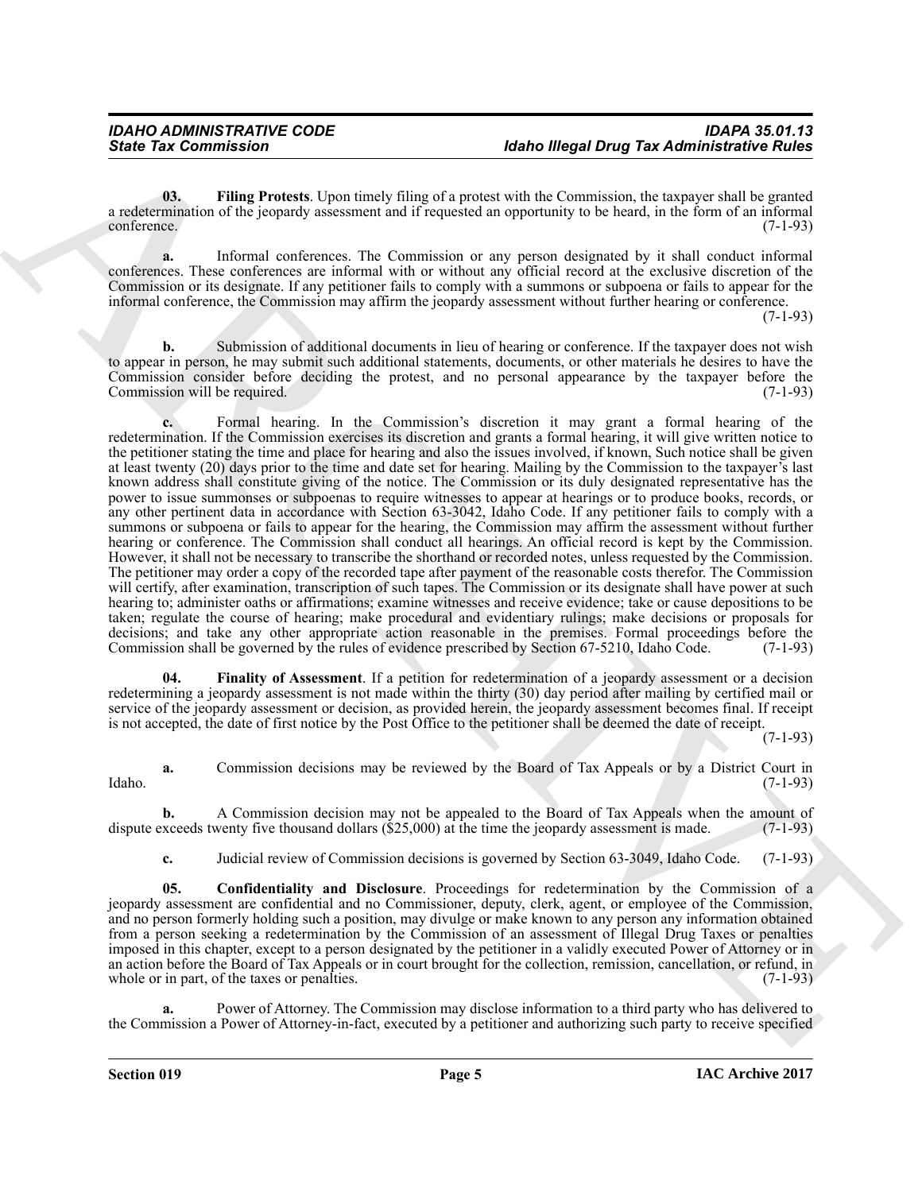**03. Filing Protests**. Upon timely filing of a protest with the Commission, the taxpayer shall be granted a redetermination of the jeopardy assessment and if requested an opportunity to be heard, in the form of an informal conference. (7-1-93)

**a.** Informal conferences. The Commission or any person designated by it shall conduct informal conferences. These conferences are informal with or without any official record at the exclusive discretion of the Commission or its designate. If any petitioner fails to comply with a summons or subpoena or fails to appear for the informal conference, the Commission may affirm the jeopardy assessment without further hearing or conference. (7-1-93)

**b.** Submission of additional documents in lieu of hearing or conference. If the taxpayer does not wish to appear in person, he may submit such additional statements, documents, or other materials he desires to have the Commission consider before deciding the protest, and no personal appearance by the taxpayer before the Commission will be required. (7-1-93)

**c.** Formal hearing. In the Commission's discretion it may grant a formal hearing of the redetermination. If the Commission exercises its discretion and grants a formal hearing, it will give written notice to the petitioner stating the time and place for hearing and also the issues involved, if known, Such notice shall be given at least twenty (20) days prior to the time and date set for hearing. Mailing by the Commission to the taxpayer's last known address shall constitute giving of the notice. The Commission or its duly designated representative has the power to issue summonses or subpoenas to require witnesses to appear at hearings or to produce books, records, or any other pertinent data in accordance with Section 63-3042, Idaho Code. If any petitioner fails to comply with a summons or subpoena or fails to appear for the hearing, the Commission may affirm the assessment without further hearing or conference. The Commission shall conduct all hearings. An official record is kept by the Commission. However, it shall not be necessary to transcribe the shorthand or recorded notes, unless requested by the Commission. The petitioner may order a copy of the recorded tape after payment of the reasonable costs therefor. The Commission will certify, after examination, transcription of such tapes. The Commission or its designate shall have power at such hearing to; administer oaths or affirmations; examine witnesses and receive evidence; take or cause depositions to be taken; regulate the course of hearing; make procedural and evidentiary rulings; make decisions or proposals for decisions; and take any other appropriate action reasonable in the premises. Formal proceedings before the Commission shall be governed by the rules of evidence prescribed by Section 67-5210, Idaho Code. (7-1-93)

**04. Finality of Assessment**. If a petition for redetermination of a jeopardy assessment or a decision redetermining a jeopardy assessment is not made within the thirty (30) day period after mailing by certified mail or service of the jeopardy assessment or decision, as provided herein, the jeopardy assessment becomes final. If receipt is not accepted, the date of first notice by the Post Office to the petitioner shall be deemed the date of receipt. (7-1-93)

**a.** Commission decisions may be reviewed by the Board of Tax Appeals or by a District Court in Idaho. (7-1-93)

**b.** A Commission decision may not be appealed to the Board of Tax Appeals when the amount of dispute exceeds twenty five thousand dollars ($25,000) at the time the jeopardy assessment is made. (7-1-93)

**c.** Judicial review of Commission decisions is governed by Section 63-3049, Idaho Code. (7-1-93)

**05. Confidentiality and Disclosure**. Proceedings for redetermination by the Commission of a jeopardy assessment are confidential and no Commissioner, deputy, clerk, agent, or employee of the Commission, and no person formerly holding such a position, may divulge or make known to any person any information obtained from a person seeking a redetermination by the Commission of an assessment of Illegal Drug Taxes or penalties imposed in this chapter, except to a person designated by the petitioner in a validly executed Power of Attorney or in an action before the Board of Tax Appeals or in court brought for the collection, remission, cancellation, or refund, in whole or in part, of the taxes or penalties. (7-1-93)

**a.** Power of Attorney. The Commission may disclose information to a third party who has delivered to the Commission a Power of Attorney-in-fact, executed by a petitioner and authorizing such party to receive specified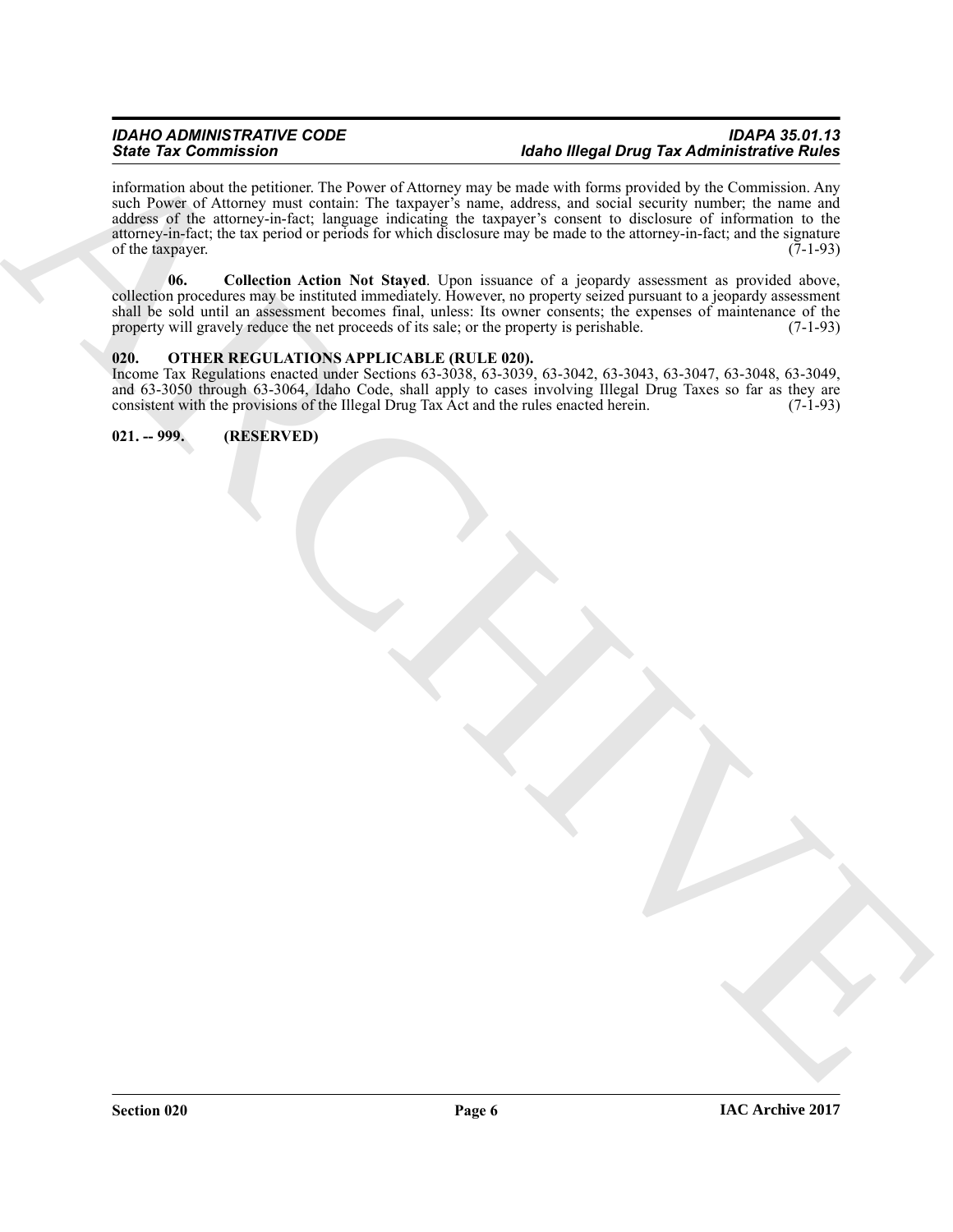information about the petitioner. The Power of Attorney may be made with forms provided by the Commission. Any such Power of Attorney must contain: The taxpayer's name, address, and social security number; the name and address of the attorney-in-fact; language indicating the taxpayer's consent to disclosure of information to the attorney-in-fact; the tax period or periods for which disclosure may be made to the attorney-in-fact; and the signature of the taxpayer. (7-1-93)

**06. Collection Action Not Stayed**. Upon issuance of a jeopardy assessment as provided above, collection procedures may be instituted immediately. However, no property seized pursuant to a jeopardy assessment shall be sold until an assessment becomes final, unless: Its owner consents; the expenses of maintenance of the property will gravely reduce the net proceeds of its sale; or the property is perishable. (7-1-93)

### 020. OTHER REGULATIONS APPLICABLE (RULE 020).

Income Tax Regulations enacted under Sections 63-3038, 63-3039, 63-3042, 63-3043, 63-3047, 63-3048, 63-3049, and 63-3050 through 63-3064, Idaho Code, shall apply to cases involving Illegal Drug Taxes so far as they are consistent with the provisions of the Illegal Drug Tax Act and the rules enacted herein. (7-1-93)

### 021. -- 999. (RESERVED)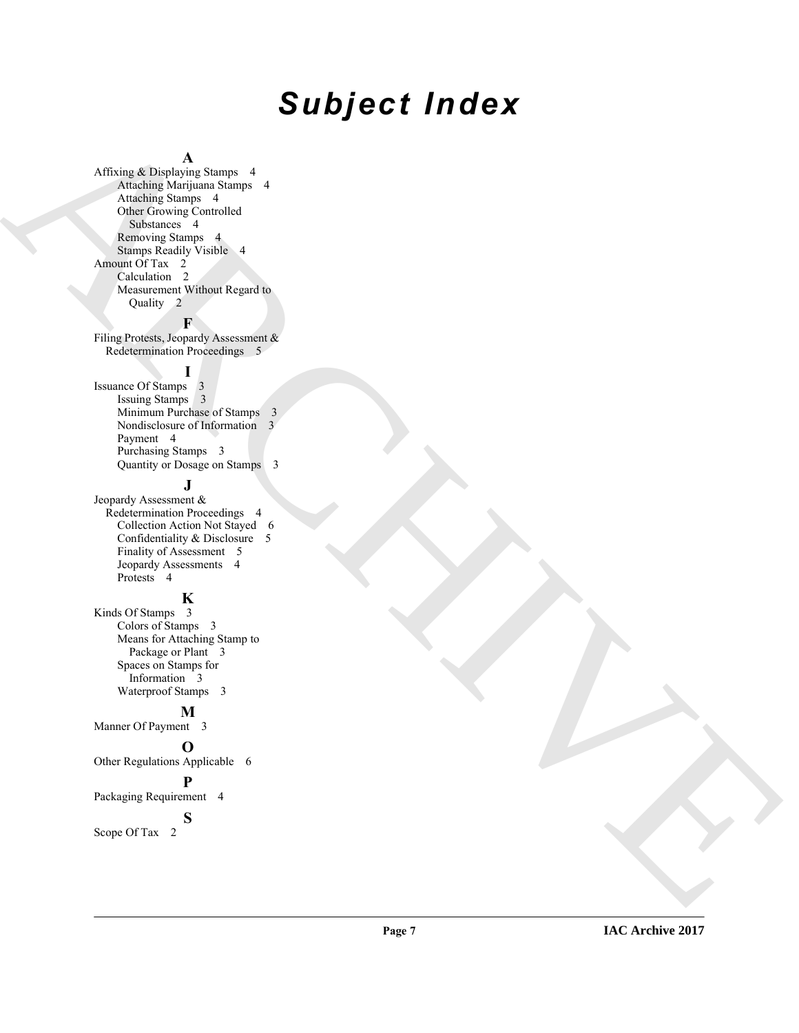# *Subject Index*

**A**

Affixing & Displaying Stamps 4
- Attaching Marijuana Stamps 4
- Attaching Stamps 4
- Other Growing Controlled Substances 4
- Removing Stamps 4
- Stamps Readily Visible 4

Amount Of Tax 2
- Calculation 2
- Measurement Without Regard to Quality 2

**F**

Filing Protests, Jeopardy Assessment & Redetermination Proceedings 5

**I**

Issuance Of Stamps 3
- Issuing Stamps 3
- Minimum Purchase of Stamps 3
- Nondisclosure of Information 3
- Payment 4
- Purchasing Stamps 3
- Quantity or Dosage on Stamps 3

**J**

Jeopardy Assessment & Redetermination Proceedings 4
- Collection Action Not Stayed 6
- Confidentiality & Disclosure 5
- Finality of Assessment 5
- Jeopardy Assessments 4
- Protests 4

**K**

Kinds Of Stamps 3
- Colors of Stamps 3
- Means for Attaching Stamp to Package or Plant 3
- Spaces on Stamps for Information 3
- Waterproof Stamps 3

**M**

Manner Of Payment 3

**O**

Other Regulations Applicable 6

**P**

Packaging Requirement 4

**S**

Scope Of Tax 2